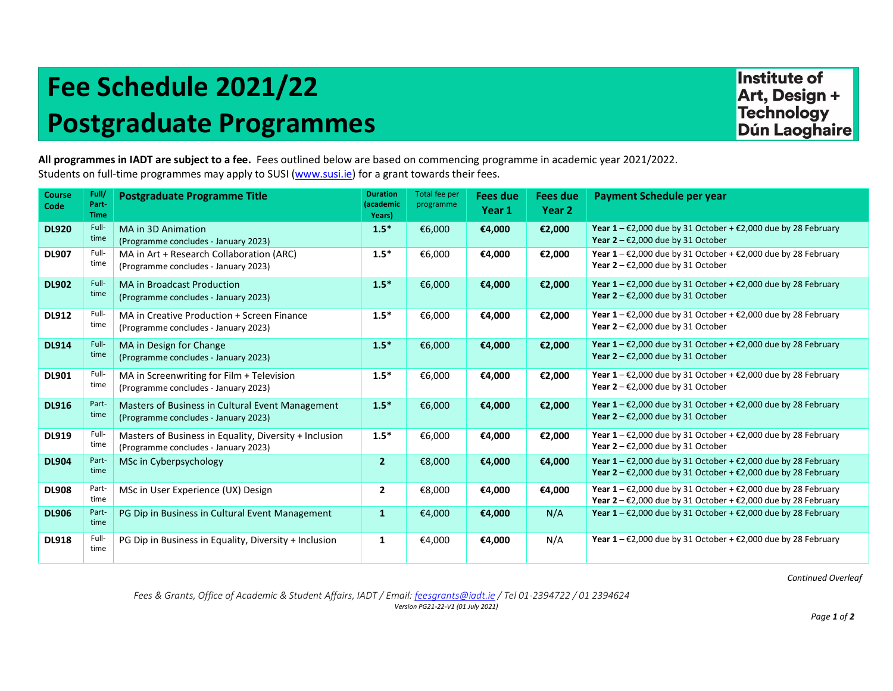# Fee Schedule 2021/22

# Postgraduate Programmes

Institute of Art, Design + Technology Dún Laoghaire

**All programmes in IADT are subject to a fee.** Fees outlined below are based on commencing programme in academic year 2021/2022.
Students on full-time programmes may apply to SUSI (www.susi.ie) for a grant towards their fees.

| Course Code | Full/ Part-Time | Postgraduate Programme Title | Duration (academic Years) | Total fee per programme | Fees due Year 1 | Fees due Year 2 | Payment Schedule per year |
|---|---|---|---|---|---|---|---|
| **DL920** | Full-time | MA in 3D Animation<br>(Programme concludes - January 2023) | **1.5*** | €6,000 | **€4,000** | **€2,000** | **Year 1** – €2,000 due by 31 October + €2,000 due by 28 February<br>**Year 2** – €2,000 due by 31 October |
| **DL907** | Full-time | MA in Art + Research Collaboration (ARC)<br>(Programme concludes - January 2023) | **1.5*** | €6,000 | **€4,000** | **€2,000** | **Year 1** – €2,000 due by 31 October + €2,000 due by 28 February<br>**Year 2** – €2,000 due by 31 October |
| **DL902** | Full-time | MA in Broadcast Production<br>(Programme concludes - January 2023) | **1.5*** | €6,000 | **€4,000** | **€2,000** | **Year 1** – €2,000 due by 31 October + €2,000 due by 28 February<br>**Year 2** – €2,000 due by 31 October |
| **DL912** | Full-time | MA in Creative Production + Screen Finance<br>(Programme concludes - January 2023) | **1.5*** | €6,000 | **€4,000** | **€2,000** | **Year 1** – €2,000 due by 31 October + €2,000 due by 28 February<br>**Year 2** – €2,000 due by 31 October |
| **DL914** | Full-time | MA in Design for Change<br>(Programme concludes - January 2023) | **1.5*** | €6,000 | **€4,000** | **€2,000** | **Year 1** – €2,000 due by 31 October + €2,000 due by 28 February<br>**Year 2** – €2,000 due by 31 October |
| **DL901** | Full-time | MA in Screenwriting for Film + Television<br>(Programme concludes - January 2023) | **1.5*** | €6,000 | **€4,000** | **€2,000** | **Year 1** – €2,000 due by 31 October + €2,000 due by 28 February<br>**Year 2** – €2,000 due by 31 October |
| **DL916** | Part-time | Masters of Business in Cultural Event Management<br>(Programme concludes - January 2023) | **1.5*** | €6,000 | **€4,000** | **€2,000** | **Year 1** – €2,000 due by 31 October + €2,000 due by 28 February<br>**Year 2** – €2,000 due by 31 October |
| **DL919** | Full-time | Masters of Business in Equality, Diversity + Inclusion<br>(Programme concludes - January 2023) | **1.5*** | €6,000 | **€4,000** | **€2,000** | **Year 1** – €2,000 due by 31 October + €2,000 due by 28 February<br>**Year 2** – €2,000 due by 31 October |
| **DL904** | Part-time | MSc in Cyberpsychology | **2** | €8,000 | **€4,000** | **€4,000** | **Year 1** – €2,000 due by 31 October + €2,000 due by 28 February<br>**Year 2** – €2,000 due by 31 October + €2,000 due by 28 February |
| **DL908** | Part-time | MSc in User Experience (UX) Design | **2** | €8,000 | **€4,000** | **€4,000** | **Year 1** – €2,000 due by 31 October + €2,000 due by 28 February<br>**Year 2** – €2,000 due by 31 October + €2,000 due by 28 February |
| **DL906** | Part-time | PG Dip in Business in Cultural Event Management | **1** | €4,000 | **€4,000** | N/A | **Year 1** – €2,000 due by 31 October + €2,000 due by 28 February |
| **DL918** | Full-time | PG Dip in Business in Equality, Diversity + Inclusion | **1** | €4,000 | **€4,000** | N/A | **Year 1** – €2,000 due by 31 October + €2,000 due by 28 February |

*Continued Overleaf*

*Fees & Grants, Office of Academic & Student Affairs, IADT / Email: feesgrants@iadt.ie / Tel 01-2394722 / 01 2394624*
*Version PG21-22-V1 (01 July 2021)*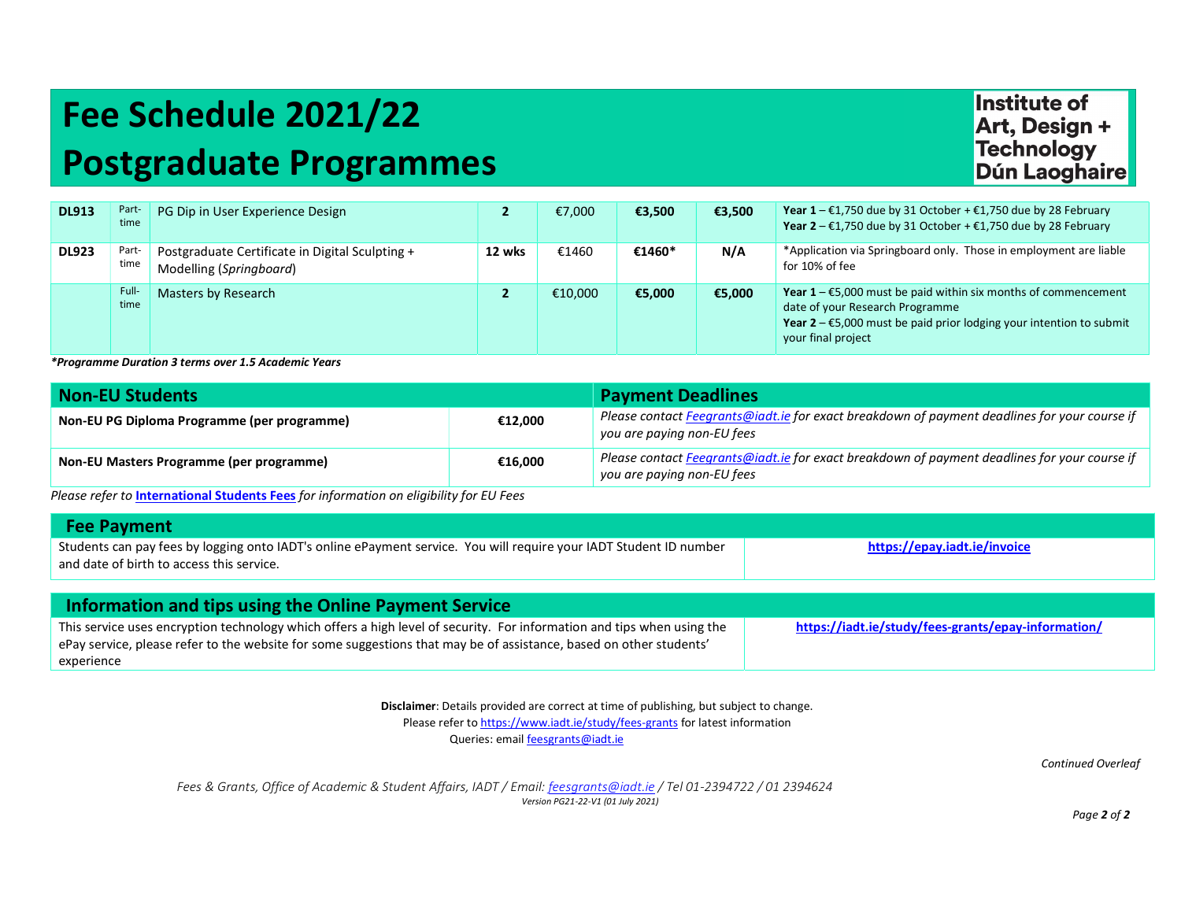# Fee Schedule 2021/22
# Postgraduate Programmes

Institute of Art, Design + Technology Dún Laoghaire

| | | | | | | | |
|---|---|---|---|---|---|---|---|
| **DL913** | Part-time | PG Dip in User Experience Design | **2** | €7,000 | **€3,500** | **€3,500** | **Year 1** – €1,750 due by 31 October + €1,750 due by 28 February<br>**Year 2** – €1,750 due by 31 October + €1,750 due by 28 February |
| **DL923** | Part-time | Postgraduate Certificate in Digital Sculpting + Modelling (*Springboard*) | **12 wks** | €1460 | **€1460*** | **N/A** | *Application via Springboard only. Those in employment are liable for 10% of fee |
| | Full-time | Masters by Research | **2** | €10,000 | **€5,000** | **€5,000** | **Year 1** – €5,000 must be paid within six months of commencement date of your Research Programme<br>**Year 2** – €5,000 must be paid prior lodging your intention to submit your final project |

***Programme Duration 3 terms over 1.5 Academic Years***

| Non-EU Students | | Payment Deadlines |
|---|---|---|
| **Non-EU PG Diploma Programme (per programme)** | **€12,000** | *Please contact Feegrants@iadt.ie for exact breakdown of payment deadlines for your course if you are paying non-EU fees* |
| **Non-EU Masters Programme (per programme)** | **€16,000** | *Please contact Feegrants@iadt.ie for exact breakdown of payment deadlines for your course if you are paying non-EU fees* |

*Please refer to* **International Students Fees** *for information on eligibility for EU Fees*

## Fee Payment

| | |
|---|---|
| Students can pay fees by logging onto IADT's online ePayment service. You will require your IADT Student ID number and date of birth to access this service. | **https://epay.iadt.ie/invoice** |

## Information and tips using the Online Payment Service

| | |
|---|---|
| This service uses encryption technology which offers a high level of security. For information and tips when using the ePay service, please refer to the website for some suggestions that may be of assistance, based on other students' experience | **https://iadt.ie/study/fees-grants/epay-information/** |

**Disclaimer**: Details provided are correct at time of publishing, but subject to change.
Please refer to https://www.iadt.ie/study/fees-grants for latest information
Queries: email feesgrants@iadt.ie

*Continued Overleaf*

*Fees & Grants, Office of Academic & Student Affairs, IADT / Email: feesgrants@iadt.ie / Tel 01-2394722 / 01 2394624*
*Version PG21-22-V1 (01 July 2021)*